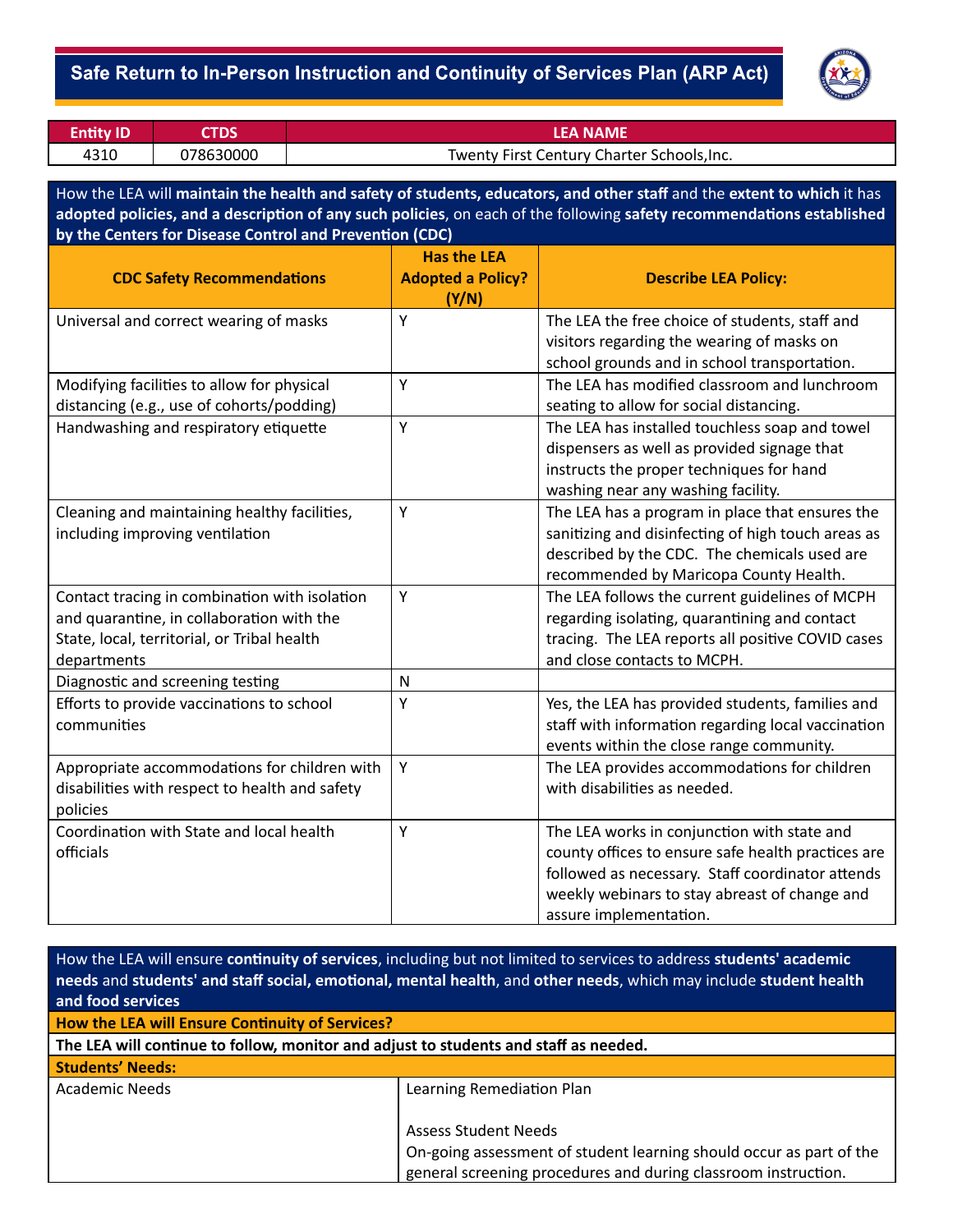# Safe Return to In-Person Instruction and Continuity of Services Plan (ARP Act)

| Entity ID | CTDS | LEA NAME |
|---|---|---|
| 4310 | 078630000 | Twenty First Century Charter Schools,Inc. |

How the LEA will **maintain the health and safety of students, educators, and other staff** and the **extent to which** it has **adopted policies, and a description of any such policies**, on each of the following **safety recommendations established by the Centers for Disease Control and Prevention (CDC)**

| CDC Safety Recommendations | Has the LEA Adopted a Policy? (Y/N) | Describe LEA Policy: |
|---|---|---|
| Universal and correct wearing of masks | Y | The LEA the free choice of students, staff and visitors regarding the wearing of masks on school grounds and in school transportation. |
| Modifying facilities to allow for physical distancing (e.g., use of cohorts/podding) | Y | The LEA has modified classroom and lunchroom seating to allow for social distancing. |
| Handwashing and respiratory etiquette | Y | The LEA has installed touchless soap and towel dispensers as well as provided signage that instructs the proper techniques for hand washing near any washing facility. |
| Cleaning and maintaining healthy facilities, including improving ventilation | Y | The LEA has a program in place that ensures the sanitizing and disinfecting of high touch areas as described by the CDC. The chemicals used are recommended by Maricopa County Health. |
| Contact tracing in combination with isolation and quarantine, in collaboration with the State, local, territorial, or Tribal health departments | Y | The LEA follows the current guidelines of MCPH regarding isolating, quarantining and contact tracing. The LEA reports all positive COVID cases and close contacts to MCPH. |
| Diagnostic and screening testing | N | |
| Efforts to provide vaccinations to school communities | Y | Yes, the LEA has provided students, families and staff with information regarding local vaccination events within the close range community. |
| Appropriate accommodations for children with disabilities with respect to health and safety policies | Y | The LEA provides accommodations for children with disabilities as needed. |
| Coordination with State and local health officials | Y | The LEA works in conjunction with state and county offices to ensure safe health practices are followed as necessary. Staff coordinator attends weekly webinars to stay abreast of change and assure implementation. |

How the LEA will ensure **continuity of services**, including but not limited to services to address **students' academic needs** and **students' and staff social, emotional, mental health**, and **other needs**, which may include **student health and food services**

**How the LEA will Ensure Continuity of Services?**

**The LEA will continue to follow, monitor and adjust to students and staff as needed.**

**Students' Needs:**

| | |
|---|---|
| Academic Needs | Learning Remediation Plan<br><br>Assess Student Needs<br>On-going assessment of student learning should occur as part of the general screening procedures and during classroom instruction. |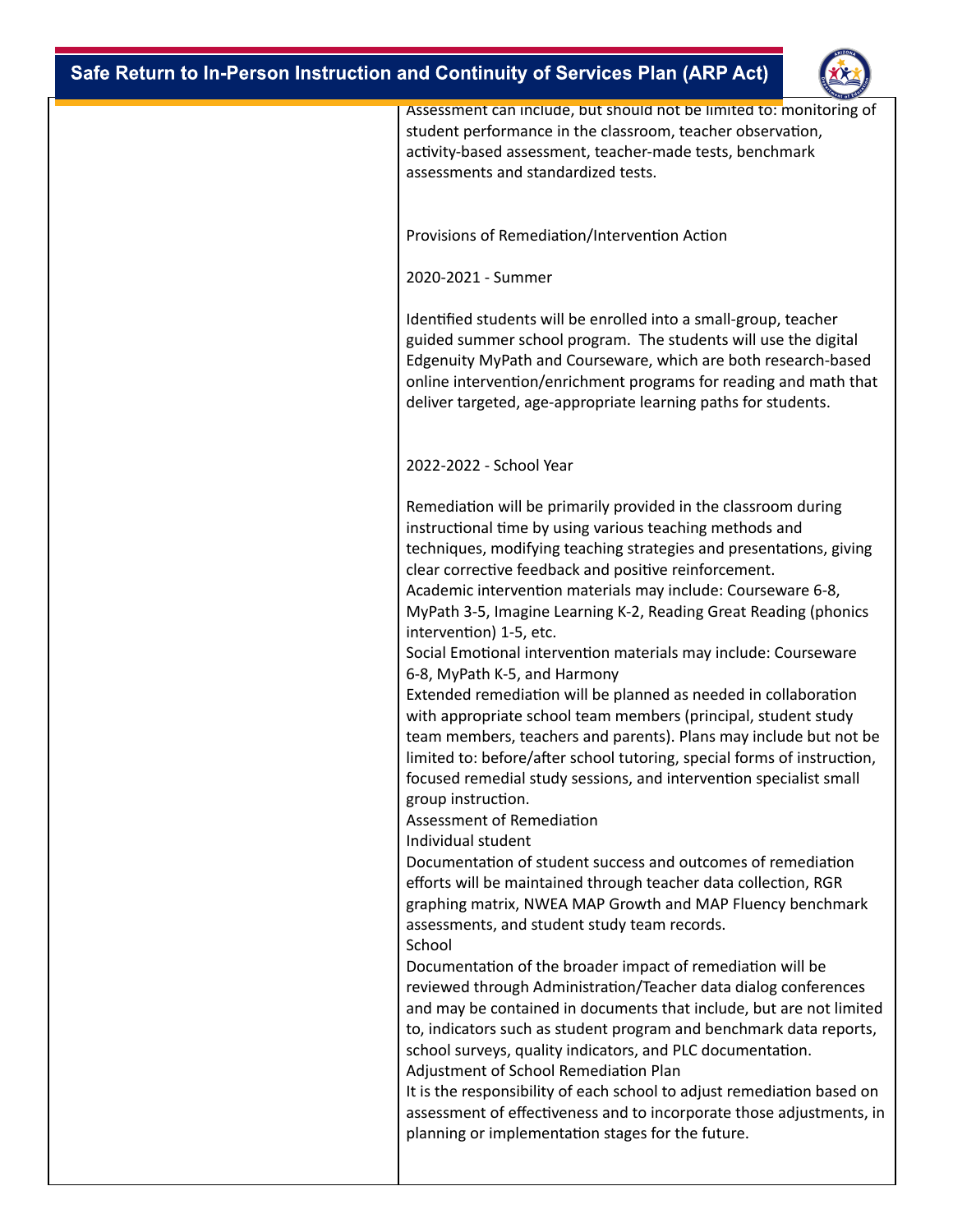| | |
|---|---|
| | Assessment can include, but should not be limited to: monitoring of student performance in the classroom, teacher observation, activity-based assessment, teacher-made tests, benchmark assessments and standardized tests.<br><br>Provisions of Remediation/Intervention Action<br><br>2020-2021 - Summer<br><br>Identified students will be enrolled into a small-group, teacher guided summer school program. The students will use the digital Edgenuity MyPath and Courseware, which are both research-based online intervention/enrichment programs for reading and math that deliver targeted, age-appropriate learning paths for students.<br><br>2022-2022 - School Year<br><br>Remediation will be primarily provided in the classroom during instructional time by using various teaching methods and techniques, modifying teaching strategies and presentations, giving clear corrective feedback and positive reinforcement.<br>Academic intervention materials may include: Courseware 6-8, MyPath 3-5, Imagine Learning K-2, Reading Great Reading (phonics intervention) 1-5, etc.<br>Social Emotional intervention materials may include: Courseware 6-8, MyPath K-5, and Harmony<br>Extended remediation will be planned as needed in collaboration with appropriate school team members (principal, student study team members, teachers and parents). Plans may include but not be limited to: before/after school tutoring, special forms of instruction, focused remedial study sessions, and intervention specialist small group instruction.<br>Assessment of Remediation<br>Individual student<br>Documentation of student success and outcomes of remediation efforts will be maintained through teacher data collection, RGR graphing matrix, NWEA MAP Growth and MAP Fluency benchmark assessments, and student study team records.<br>School<br>Documentation of the broader impact of remediation will be reviewed through Administration/Teacher data dialog conferences and may be contained in documents that include, but are not limited to, indicators such as student program and benchmark data reports, school surveys, quality indicators, and PLC documentation.<br>Adjustment of School Remediation Plan<br>It is the responsibility of each school to adjust remediation based on assessment of effectiveness and to incorporate those adjustments, in planning or implementation stages for the future. |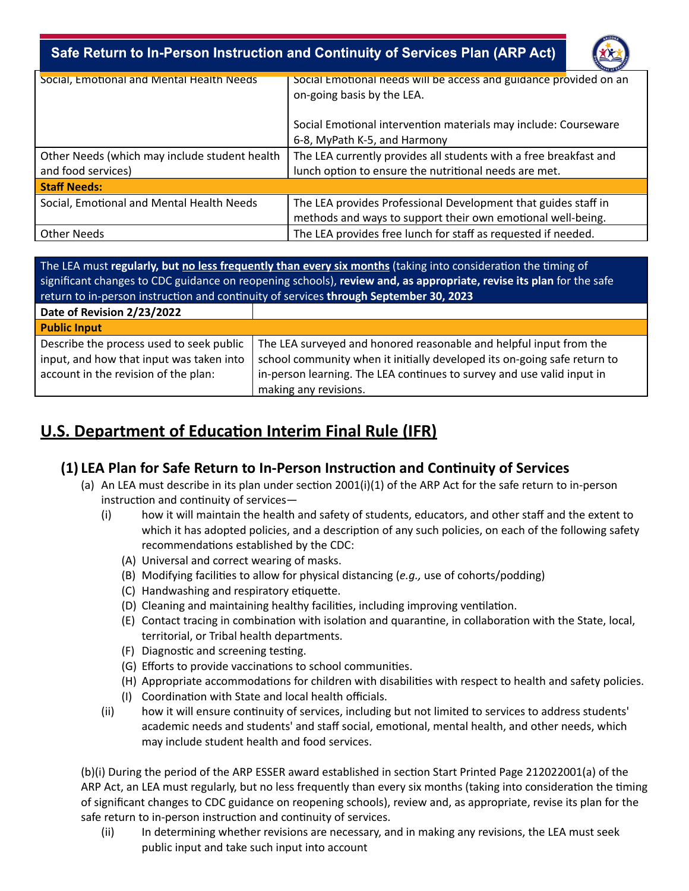| | |
|---|---|
| Social, Emotional and Mental Health Needs | Social Emotional needs will be access and guidance provided on an on-going basis by the LEA.<br><br>Social Emotional intervention materials may include: Courseware 6-8, MyPath K-5, and Harmony |
| Other Needs (which may include student health and food services) | The LEA currently provides all students with a free breakfast and lunch option to ensure the nutritional needs are met. |
| **Staff Needs:** | |
| Social, Emotional and Mental Health Needs | The LEA provides Professional Development that guides staff in methods and ways to support their own emotional well-being. |
| Other Needs | The LEA provides free lunch for staff as requested if needed. |

| The LEA must **regularly, but <u>no less frequently than every six months</u>** (taking into consideration the timing of significant changes to CDC guidance on reopening schools), **review and, as appropriate, revise its plan** for the safe return to in-person instruction and continuity of services **through September 30, 2023** | |
|---|---|
| **Date of Revision 2/23/2022** | |
| **Public Input** | |
| Describe the process used to seek public input, and how that input was taken into account in the revision of the plan: | The LEA surveyed and honored reasonable and helpful input from the school community when it initially developed its on-going safe return to in-person learning. The LEA continues to survey and use valid input in making any revisions. |

# U.S. Department of Education Interim Final Rule (IFR)

## (1) LEA Plan for Safe Return to In-Person Instruction and Continuity of Services

(a) An LEA must describe in its plan under section 2001(i)(1) of the ARP Act for the safe return to in-person instruction and continuity of services—

- (i) how it will maintain the health and safety of students, educators, and other staff and the extent to which it has adopted policies, and a description of any such policies, on each of the following safety recommendations established by the CDC:
  - (A) Universal and correct wearing of masks.
  - (B) Modifying facilities to allow for physical distancing (*e.g.,* use of cohorts/podding)
  - (C) Handwashing and respiratory etiquette.
  - (D) Cleaning and maintaining healthy facilities, including improving ventilation.
  - (E) Contact tracing in combination with isolation and quarantine, in collaboration with the State, local, territorial, or Tribal health departments.
  - (F) Diagnostic and screening testing.
  - (G) Efforts to provide vaccinations to school communities.
  - (H) Appropriate accommodations for children with disabilities with respect to health and safety policies.
  - (I) Coordination with State and local health officials.
- (ii) how it will ensure continuity of services, including but not limited to services to address students' academic needs and students' and staff social, emotional, mental health, and other needs, which may include student health and food services.

(b)(i) During the period of the ARP ESSER award established in section Start Printed Page 212022001(a) of the ARP Act, an LEA must regularly, but no less frequently than every six months (taking into consideration the timing of significant changes to CDC guidance on reopening schools), review and, as appropriate, revise its plan for the safe return to in-person instruction and continuity of services.

- (ii) In determining whether revisions are necessary, and in making any revisions, the LEA must seek public input and take such input into account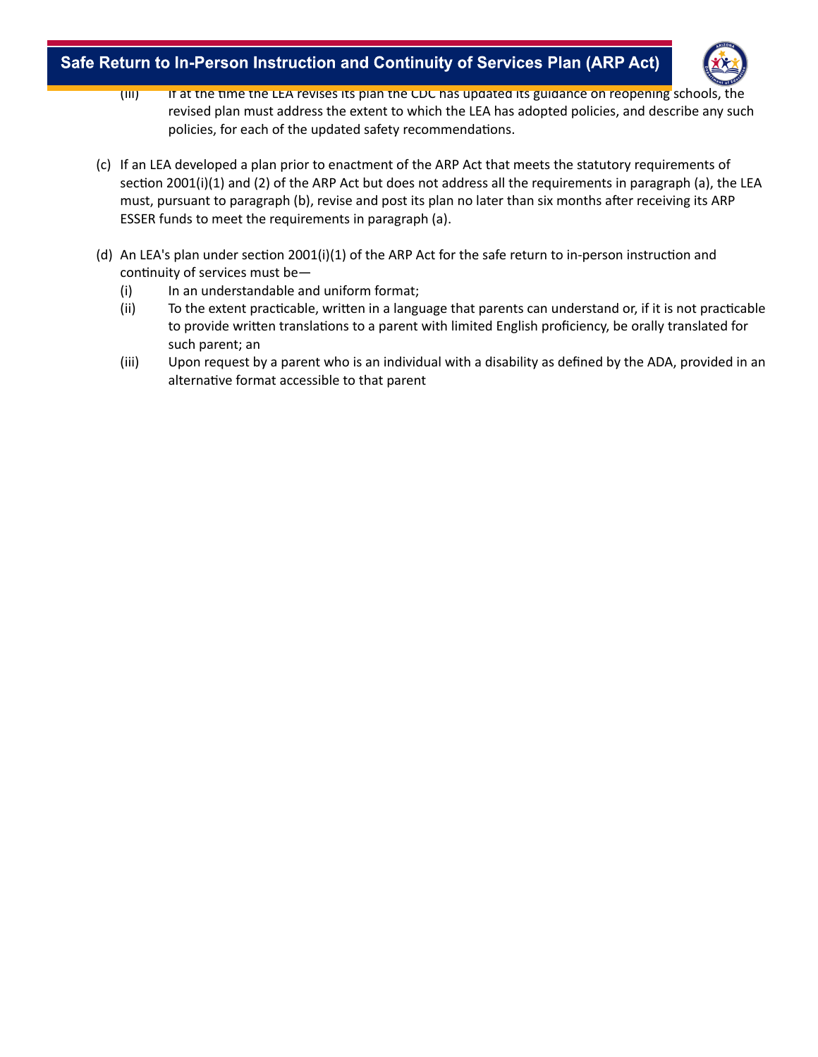(iii) If at the time the LEA revises its plan the CDC has updated its guidance on reopening schools, the revised plan must address the extent to which the LEA has adopted policies, and describe any such policies, for each of the updated safety recommendations.

(c) If an LEA developed a plan prior to enactment of the ARP Act that meets the statutory requirements of section 2001(i)(1) and (2) of the ARP Act but does not address all the requirements in paragraph (a), the LEA must, pursuant to paragraph (b), revise and post its plan no later than six months after receiving its ARP ESSER funds to meet the requirements in paragraph (a).

(d) An LEA's plan under section 2001(i)(1) of the ARP Act for the safe return to in-person instruction and continuity of services must be—

- (i) In an understandable and uniform format;
- (ii) To the extent practicable, written in a language that parents can understand or, if it is not practicable to provide written translations to a parent with limited English proficiency, be orally translated for such parent; an
- (iii) Upon request by a parent who is an individual with a disability as defined by the ADA, provided in an alternative format accessible to that parent